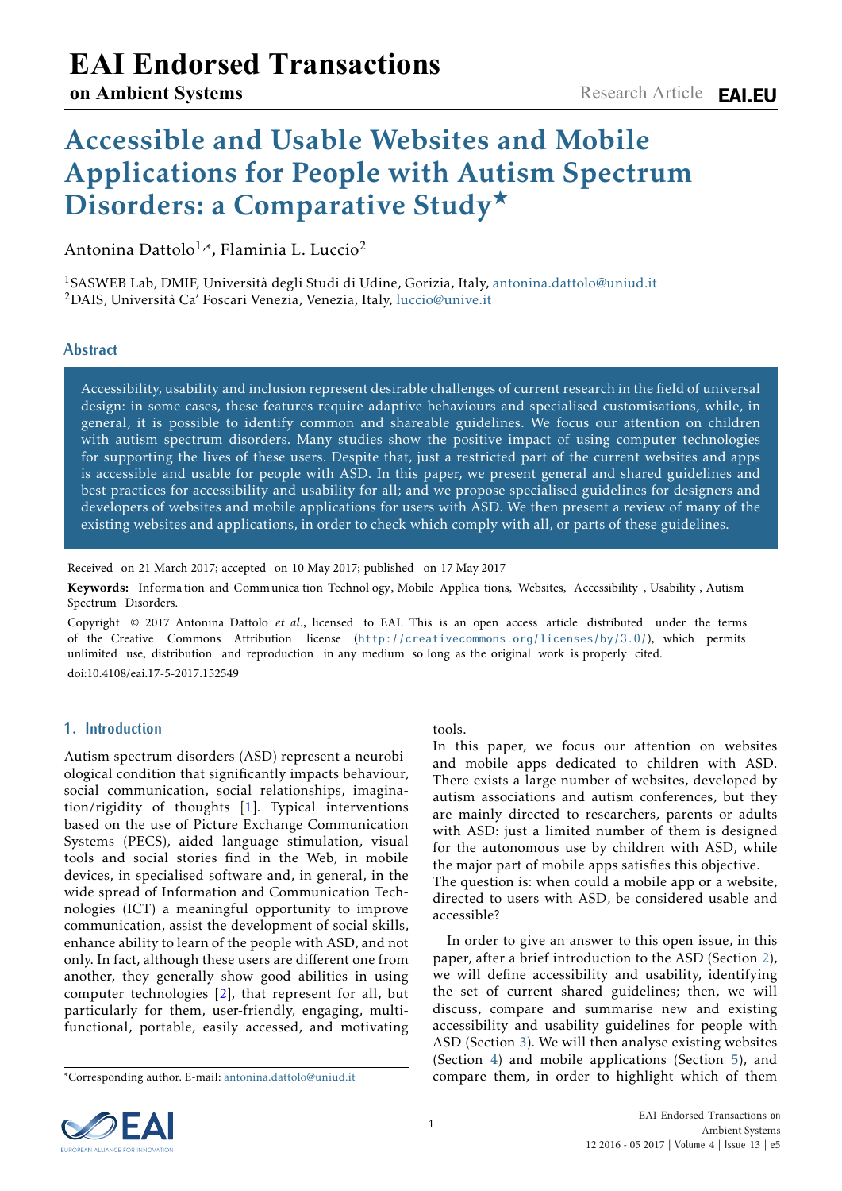# Accessible and Usable Websites and Mobile Applications for People with Autism Spectrum Disorders: a Comparative Study★

Antonina Dattolo[1,*], Flaminia L. Luccio[2]

[1]SASWEB Lab, DMIF, Università degli Studi di Udine, Gorizia, Italy, antonina.dattolo@uniud.it
[2]DAIS, Università Ca' Foscari Venezia, Venezia, Italy, luccio@unive.it

## Abstract

Accessibility, usability and inclusion represent desirable challenges of current research in the field of universal design: in some cases, these features require adaptive behaviours and specialised customisations, while, in general, it is possible to identify common and shareable guidelines. We focus our attention on children with autism spectrum disorders. Many studies show the positive impact of using computer technologies for supporting the lives of these users. Despite that, just a restricted part of the current websites and apps is accessible and usable for people with ASD. In this paper, we present general and shared guidelines and best practices for accessibility and usability for all; and we propose specialised guidelines for designers and developers of websites and mobile applications for users with ASD. We then present a review of many of the existing websites and applications, in order to check which comply with all, or parts of these guidelines.

Received on 21 March 2017; accepted on 10 May 2017; published on 17 May 2017

**Keywords:** Information and Communication Technology, Mobile Applications, Websites, Accessibility, Usability, Autism Spectrum Disorders.

Copyright © 2017 Antonina Dattolo *et al.*, licensed to EAI. This is an open access article distributed under the terms of the Creative Commons Attribution license (http://creativecommons.org/licenses/by/3.0/), which permits unlimited use, distribution and reproduction in any medium so long as the original work is properly cited.

doi:10.4108/eai.17-5-2017.152549

## 1. Introduction

Autism spectrum disorders (ASD) represent a neurobiological condition that significantly impacts behaviour, social communication, social relationships, imagination/rigidity of thoughts [1]. Typical interventions based on the use of Picture Exchange Communication Systems (PECS), aided language stimulation, visual tools and social stories find in the Web, in mobile devices, in specialised software and, in general, in the wide spread of Information and Communication Technologies (ICT) a meaningful opportunity to improve communication, assist the development of social skills, enhance ability to learn of the people with ASD, and not only. In fact, although these users are different one from another, they generally show good abilities in using computer technologies [2], that represent for all, but particularly for them, user-friendly, engaging, multi-functional, portable, easily accessed, and motivating tools.

In this paper, we focus our attention on websites and mobile apps dedicated to children with ASD. There exists a large number of websites, developed by autism associations and autism conferences, but they are mainly directed to researchers, parents or adults with ASD: just a limited number of them is designed for the autonomous use by children with ASD, while the major part of mobile apps satisfies this objective.

The question is: when could a mobile app or a website, directed to users with ASD, be considered usable and accessible?

In order to give an answer to this open issue, in this paper, after a brief introduction to the ASD (Section 2), we will define accessibility and usability, identifying the set of current shared guidelines; then, we will discuss, compare and summarise new and existing accessibility and usability guidelines for people with ASD (Section 3). We will then analyse existing websites (Section 4) and mobile applications (Section 5), and compare them, in order to highlight which of them

*Corresponding author. E-mail: antonina.dattolo@uniud.it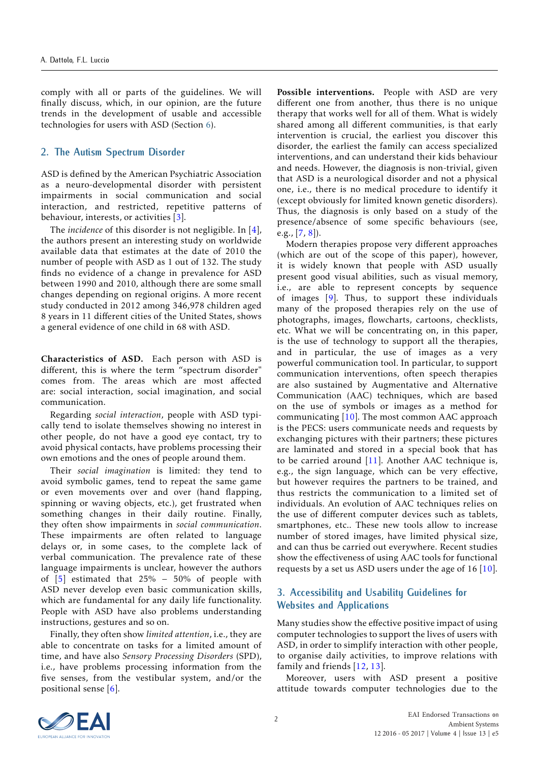comply with all or parts of the guidelines. We will finally discuss, which, in our opinion, are the future trends in the development of usable and accessible technologies for users with ASD (Section 6).

## 2. The Autism Spectrum Disorder

ASD is defined by the American Psychiatric Association as a neuro-developmental disorder with persistent impairments in social communication and social interaction, and restricted, repetitive patterns of behaviour, interests, or activities [3].

The *incidence* of this disorder is not negligible. In [4], the authors present an interesting study on worldwide available data that estimates at the date of 2010 the number of people with ASD as 1 out of 132. The study finds no evidence of a change in prevalence for ASD between 1990 and 2010, although there are some small changes depending on regional origins. A more recent study conducted in 2012 among 346,978 children aged 8 years in 11 different cities of the United States, shows a general evidence of one child in 68 with ASD.

**Characteristics of ASD.** Each person with ASD is different, this is where the term "spectrum disorder" comes from. The areas which are most affected are: social interaction, social imagination, and social communication.

Regarding *social interaction*, people with ASD typically tend to isolate themselves showing no interest in other people, do not have a good eye contact, try to avoid physical contacts, have problems processing their own emotions and the ones of people around them.

Their *social imagination* is limited: they tend to avoid symbolic games, tend to repeat the same game or even movements over and over (hand flapping, spinning or waving objects, etc.), get frustrated when something changes in their daily routine. Finally, they often show impairments in *social communication*. These impairments are often related to language delays or, in some cases, to the complete lack of verbal communication. The prevalence rate of these language impairments is unclear, however the authors of [5] estimated that 25% – 50% of people with ASD never develop even basic communication skills, which are fundamental for any daily life functionality. People with ASD have also problems understanding instructions, gestures and so on.

Finally, they often show *limited attention*, i.e., they are able to concentrate on tasks for a limited amount of time, and have also *Sensory Processing Disorders* (SPD), i.e., have problems processing information from the five senses, from the vestibular system, and/or the positional sense [6].

**Possible interventions.** People with ASD are very different one from another, thus there is no unique therapy that works well for all of them. What is widely shared among all different communities, is that early intervention is crucial, the earliest you discover this disorder, the earliest the family can access specialized interventions, and can understand their kids behaviour and needs. However, the diagnosis is non-trivial, given that ASD is a neurological disorder and not a physical one, i.e., there is no medical procedure to identify it (except obviously for limited known genetic disorders). Thus, the diagnosis is only based on a study of the presence/absence of some specific behaviours (see, e.g., [7, 8]).

Modern therapies propose very different approaches (which are out of the scope of this paper), however, it is widely known that people with ASD usually present good visual abilities, such as visual memory, i.e., are able to represent concepts by sequence of images [9]. Thus, to support these individuals many of the proposed therapies rely on the use of photographs, images, flowcharts, cartoons, checklists, etc. What we will be concentrating on, in this paper, is the use of technology to support all the therapies, and in particular, the use of images as a very powerful communication tool. In particular, to support communication interventions, often speech therapies are also sustained by Augmentative and Alternative Communication (AAC) techniques, which are based on the use of symbols or images as a method for communicating [10]. The most common AAC approach is the PECS: users communicate needs and requests by exchanging pictures with their partners; these pictures are laminated and stored in a special book that has to be carried around [11]. Another AAC technique is, e.g., the sign language, which can be very effective, but however requires the partners to be trained, and thus restricts the communication to a limited set of individuals. An evolution of AAC techniques relies on the use of different computer devices such as tablets, smartphones, etc.. These new tools allow to increase number of stored images, have limited physical size, and can thus be carried out everywhere. Recent studies show the effectiveness of using AAC tools for functional requests by a set us ASD users under the age of 16 [10].

## 3. Accessibility and Usability Guidelines for Websites and Applications

Many studies show the effective positive impact of using computer technologies to support the lives of users with ASD, in order to simplify interaction with other people, to organise daily activities, to improve relations with family and friends [12, 13].

Moreover, users with ASD present a positive attitude towards computer technologies due to the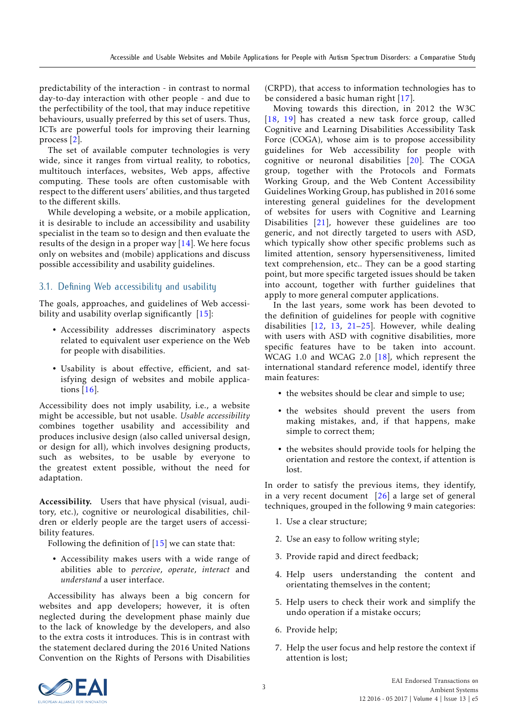predictability of the interaction - in contrast to normal day-to-day interaction with other people - and due to the perfectibility of the tool, that may induce repetitive behaviours, usually preferred by this set of users. Thus, ICTs are powerful tools for improving their learning process [2].

The set of available computer technologies is very wide, since it ranges from virtual reality, to robotics, multitouch interfaces, websites, Web apps, affective computing. These tools are often customisable with respect to the different users' abilities, and thus targeted to the different skills.

While developing a website, or a mobile application, it is desirable to include an accessibility and usability specialist in the team so to design and then evaluate the results of the design in a proper way [14]. We here focus only on websites and (mobile) applications and discuss possible accessibility and usability guidelines.

## 3.1. Defining Web accessibility and usability

The goals, approaches, and guidelines of Web accessibility and usability overlap significantly [15]:

- Accessibility addresses discriminatory aspects related to equivalent user experience on the Web for people with disabilities.
- Usability is about effective, efficient, and satisfying design of websites and mobile applications [16].

Accessibility does not imply usability, i.e., a website might be accessible, but not usable. *Usable accessibility* combines together usability and accessibility and produces inclusive design (also called universal design, or design for all), which involves designing products, such as websites, to be usable by everyone to the greatest extent possible, without the need for adaptation.

**Accessibility.** Users that have physical (visual, auditory, etc.), cognitive or neurological disabilities, children or elderly people are the target users of accessibility features.

Following the definition of [15] we can state that:

- Accessibility makes users with a wide range of abilities able to *perceive*, *operate*, *interact* and *understand* a user interface.

Accessibility has always been a big concern for websites and app developers; however, it is often neglected during the development phase mainly due to the lack of knowledge by the developers, and also to the extra costs it introduces. This is in contrast with the statement declared during the 2016 United Nations Convention on the Rights of Persons with Disabilities (CRPD), that access to information technologies has to be considered a basic human right [17].

Moving towards this direction, in 2012 the W3C [18, 19] has created a new task force group, called Cognitive and Learning Disabilities Accessibility Task Force (COGA), whose aim is to propose accessibility guidelines for Web accessibility for people with cognitive or neuronal disabilities [20]. The COGA group, together with the Protocols and Formats Working Group, and the Web Content Accessibility Guidelines Working Group, has published in 2016 some interesting general guidelines for the development of websites for users with Cognitive and Learning Disabilities [21], however these guidelines are too generic, and not directly targeted to users with ASD, which typically show other specific problems such as limited attention, sensory hypersensitiveness, limited text comprehension, etc.. They can be a good starting point, but more specific targeted issues should be taken into account, together with further guidelines that apply to more general computer applications.

In the last years, some work has been devoted to the definition of guidelines for people with cognitive disabilities [12, 13, 21–25]. However, while dealing with users with ASD with cognitive disabilities, more specific features have to be taken into account. WCAG 1.0 and WCAG 2.0 [18], which represent the international standard reference model, identify three main features:

- the websites should be clear and simple to use;
- the websites should prevent the users from making mistakes, and, if that happens, make simple to correct them;
- the websites should provide tools for helping the orientation and restore the context, if attention is lost.

In order to satisfy the previous items, they identify, in a very recent document [26] a large set of general techniques, grouped in the following 9 main categories:

1. Use a clear structure;
2. Use an easy to follow writing style;
3. Provide rapid and direct feedback;
4. Help users understanding the content and orientating themselves in the content;
5. Help users to check their work and simplify the undo operation if a mistake occurs;
6. Provide help;
7. Help the user focus and help restore the context if attention is lost;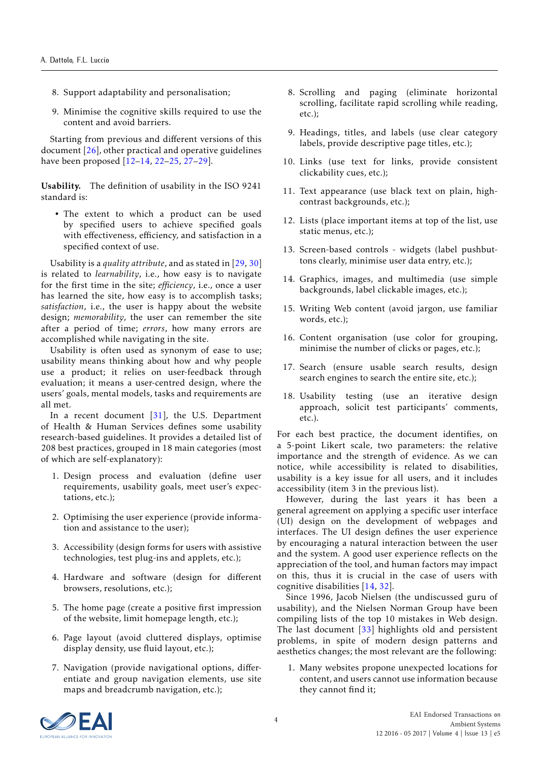8. Support adaptability and personalisation;

9. Minimise the cognitive skills required to use the content and avoid barriers.

Starting from previous and different versions of this document [26], other practical and operative guidelines have been proposed [12–14, 22–25, 27–29].

**Usability.** The definition of usability in the ISO 9241 standard is:

- The extent to which a product can be used by specified users to achieve specified goals with effectiveness, efficiency, and satisfaction in a specified context of use.

Usability is a *quality attribute*, and as stated in [29, 30] is related to *learnability*, i.e., how easy is to navigate for the first time in the site; *efficiency*, i.e., once a user has learned the site, how easy is to accomplish tasks; *satisfaction*, i.e., the user is happy about the website design; *memorability*, the user can remember the site after a period of time; *errors*, how many errors are accomplished while navigating in the site.

Usability is often used as synonym of ease to use; usability means thinking about how and why people use a product; it relies on user-feedback through evaluation; it means a user-centred design, where the users' goals, mental models, tasks and requirements are all met.

In a recent document [31], the U.S. Department of Health & Human Services defines some usability research-based guidelines. It provides a detailed list of 208 best practices, grouped in 18 main categories (most of which are self-explanatory):

1. Design process and evaluation (define user requirements, usability goals, meet user's expectations, etc.);

2. Optimising the user experience (provide information and assistance to the user);

3. Accessibility (design forms for users with assistive technologies, test plug-ins and applets, etc.);

4. Hardware and software (design for different browsers, resolutions, etc.);

5. The home page (create a positive first impression of the website, limit homepage length, etc.);

6. Page layout (avoid cluttered displays, optimise display density, use fluid layout, etc.);

7. Navigation (provide navigational options, differentiate and group navigation elements, use site maps and breadcrumb navigation, etc.);

8. Scrolling and paging (eliminate horizontal scrolling, facilitate rapid scrolling while reading, etc.);

9. Headings, titles, and labels (use clear category labels, provide descriptive page titles, etc.);

10. Links (use text for links, provide consistent clickability cues, etc.);

11. Text appearance (use black text on plain, high-contrast backgrounds, etc.);

12. Lists (place important items at top of the list, use static menus, etc.);

13. Screen-based controls - widgets (label pushbuttons clearly, minimise user data entry, etc.);

14. Graphics, images, and multimedia (use simple backgrounds, label clickable images, etc.);

15. Writing Web content (avoid jargon, use familiar words, etc.);

16. Content organisation (use color for grouping, minimise the number of clicks or pages, etc.);

17. Search (ensure usable search results, design search engines to search the entire site, etc.);

18. Usability testing (use an iterative design approach, solicit test participants' comments, etc.).

For each best practice, the document identifies, on a 5-point Likert scale, two parameters: the relative importance and the strength of evidence. As we can notice, while accessibility is related to disabilities, usability is a key issue for all users, and it includes accessibility (item 3 in the previous list).

However, during the last years it has been a general agreement on applying a specific user interface (UI) design on the development of webpages and interfaces. The UI design defines the user experience by encouraging a natural interaction between the user and the system. A good user experience reflects on the appreciation of the tool, and human factors may impact on this, thus it is crucial in the case of users with cognitive disabilities [14, 32].

Since 1996, Jacob Nielsen (the undiscussed guru of usability), and the Nielsen Norman Group have been compiling lists of the top 10 mistakes in Web design. The last document [33] highlights old and persistent problems, in spite of modern design patterns and aesthetics changes; the most relevant are the following:

1. Many websites propone unexpected locations for content, and users cannot use information because they cannot find it;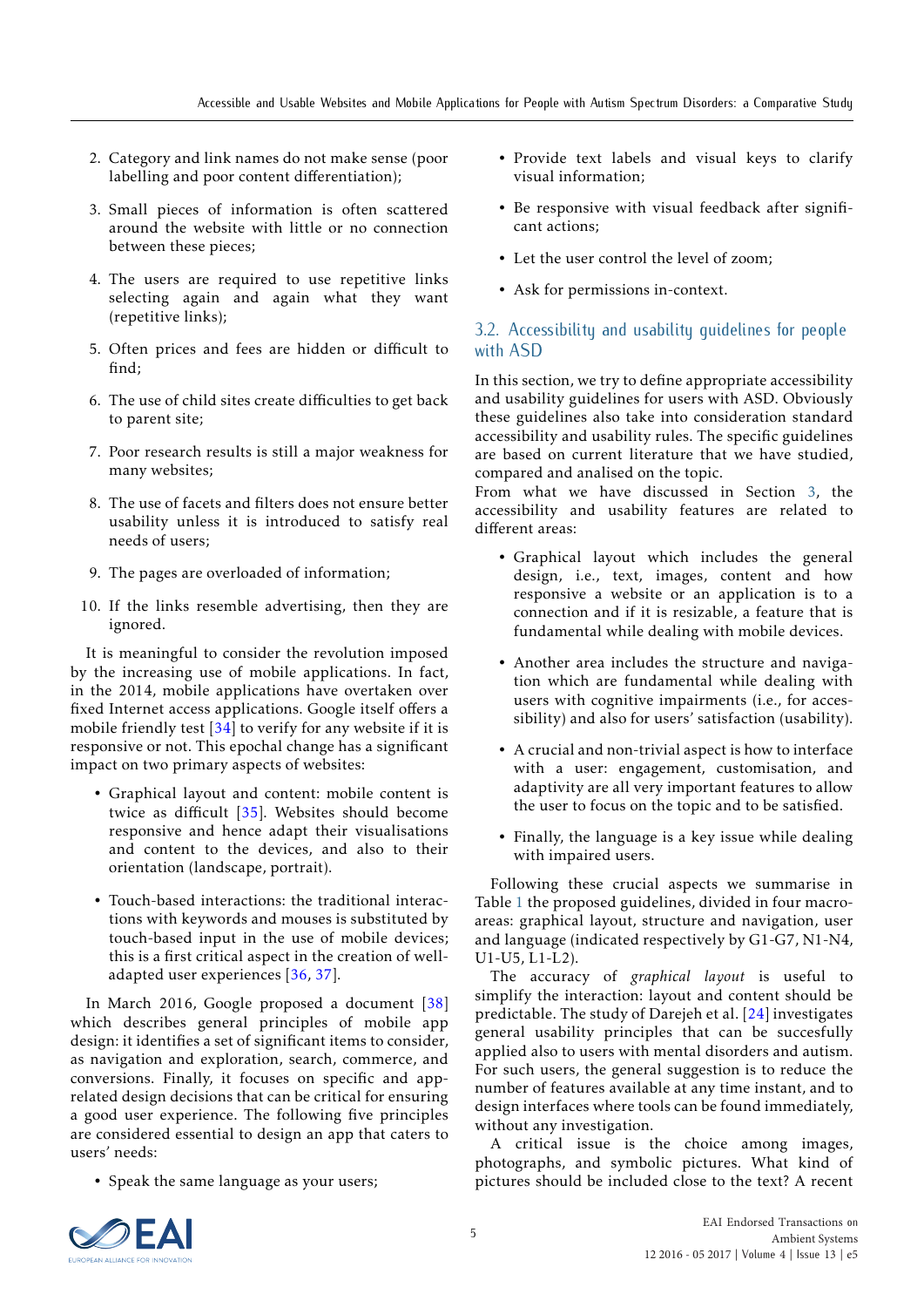2. Category and link names do not make sense (poor labelling and poor content differentiation);
3. Small pieces of information is often scattered around the website with little or no connection between these pieces;
4. The users are required to use repetitive links selecting again and again what they want (repetitive links);
5. Often prices and fees are hidden or difficult to find;
6. The use of child sites create difficulties to get back to parent site;
7. Poor research results is still a major weakness for many websites;
8. The use of facets and filters does not ensure better usability unless it is introduced to satisfy real needs of users;
9. The pages are overloaded of information;
10. If the links resemble advertising, then they are ignored.

It is meaningful to consider the revolution imposed by the increasing use of mobile applications. In fact, in the 2014, mobile applications have overtaken over fixed Internet access applications. Google itself offers a mobile friendly test [34] to verify for any website if it is responsive or not. This epochal change has a significant impact on two primary aspects of websites:

- Graphical layout and content: mobile content is twice as difficult [35]. Websites should become responsive and hence adapt their visualisations and content to the devices, and also to their orientation (landscape, portrait).
- Touch-based interactions: the traditional interactions with keywords and mouses is substituted by touch-based input in the use of mobile devices; this is a first critical aspect in the creation of well-adapted user experiences [36, 37].

In March 2016, Google proposed a document [38] which describes general principles of mobile app design: it identifies a set of significant items to consider, as navigation and exploration, search, commerce, and conversions. Finally, it focuses on specific and app-related design decisions that can be critical for ensuring a good user experience. The following five principles are considered essential to design an app that caters to users' needs:

- Speak the same language as your users;
- Provide text labels and visual keys to clarify visual information;
- Be responsive with visual feedback after significant actions;
- Let the user control the level of zoom;
- Ask for permissions in-context.

## 3.2. Accessibility and usability guidelines for people with ASD

In this section, we try to define appropriate accessibility and usability guidelines for users with ASD. Obviously these guidelines also take into consideration standard accessibility and usability rules. The specific guidelines are based on current literature that we have studied, compared and analised on the topic.
From what we have discussed in Section 3, the accessibility and usability features are related to different areas:

- Graphical layout which includes the general design, i.e., text, images, content and how responsive a website or an application is to a connection and if it is resizable, a feature that is fundamental while dealing with mobile devices.
- Another area includes the structure and navigation which are fundamental while dealing with users with cognitive impairments (i.e., for accessibility) and also for users' satisfaction (usability).
- A crucial and non-trivial aspect is how to interface with a user: engagement, customisation, and adaptivity are all very important features to allow the user to focus on the topic and to be satisfied.
- Finally, the language is a key issue while dealing with impaired users.

Following these crucial aspects we summarise in Table 1 the proposed guidelines, divided in four macro-areas: graphical layout, structure and navigation, user and language (indicated respectively by G1-G7, N1-N4, U1-U5, L1-L2).

The accuracy of *graphical layout* is useful to simplify the interaction: layout and content should be predictable. The study of Darejeh et al. [24] investigates general usability principles that can be succesfully applied also to users with mental disorders and autism. For such users, the general suggestion is to reduce the number of features available at any time instant, and to design interfaces where tools can be found immediately, without any investigation.

A critical issue is the choice among images, photographs, and symbolic pictures. What kind of pictures should be included close to the text? A recent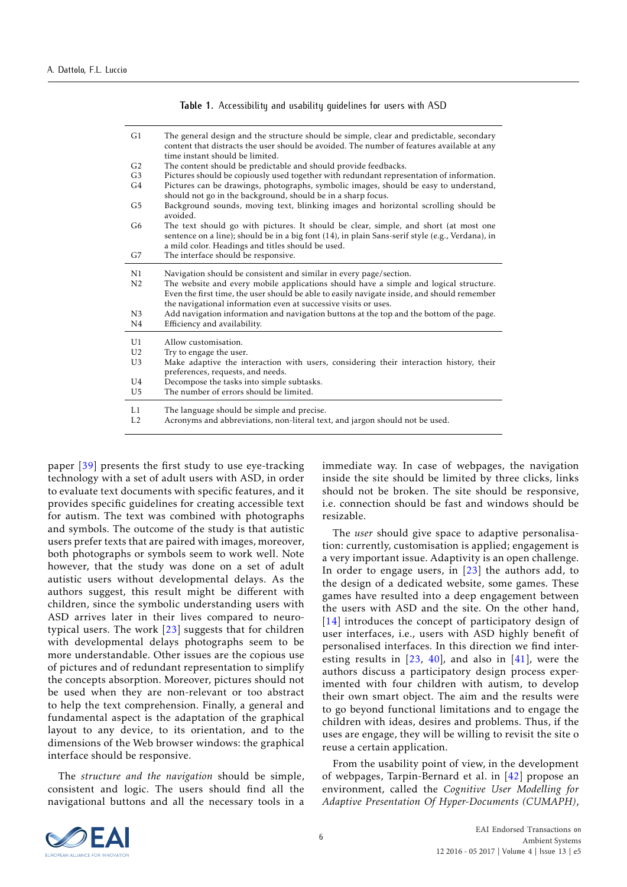**Table 1.** Accessibility and usability guidelines for users with ASD

| | |
|---|---|
| G1 | The general design and the structure should be simple, clear and predictable, secondary content that distracts the user should be avoided. The number of features available at any time instant should be limited. |
| G2 | The content should be predictable and should provide feedbacks. |
| G3 | Pictures should be copiously used together with redundant representation of information. |
| G4 | Pictures can be drawings, photographs, symbolic images, should be easy to understand, should not go in the background, should be in a sharp focus. |
| G5 | Background sounds, moving text, blinking images and horizontal scrolling should be avoided. |
| G6 | The text should go with pictures. It should be clear, simple, and short (at most one sentence on a line); should be in a big font (14), in plain Sans-serif style (e.g., Verdana), in a mild color. Headings and titles should be used. |
| G7 | The interface should be responsive. |
| N1 | Navigation should be consistent and similar in every page/section. |
| N2 | The website and every mobile applications should have a simple and logical structure. Even the first time, the user should be able to easily navigate inside, and should remember the navigational information even at successive visits or uses. |
| N3 | Add navigation information and navigation buttons at the top and the bottom of the page. |
| N4 | Efficiency and availability. |
| U1 | Allow customisation. |
| U2 | Try to engage the user. |
| U3 | Make adaptive the interaction with users, considering their interaction history, their preferences, requests, and needs. |
| U4 | Decompose the tasks into simple subtasks. |
| U5 | The number of errors should be limited. |
| L1 | The language should be simple and precise. |
| L2 | Acronyms and abbreviations, non-literal text, and jargon should not be used. |

paper [39] presents the first study to use eye-tracking technology with a set of adult users with ASD, in order to evaluate text documents with specific features, and it provides specific guidelines for creating accessible text for autism. The text was combined with photographs and symbols. The outcome of the study is that autistic users prefer texts that are paired with images, moreover, both photographs or symbols seem to work well. Note however, that the study was done on a set of adult autistic users without developmental delays. As the authors suggest, this result might be different with children, since the symbolic understanding users with ASD arrives later in their lives compared to neuro-typical users. The work [23] suggests that for children with developmental delays photographs seem to be more understandable. Other issues are the copious use of pictures and of redundant representation to simplify the concepts absorption. Moreover, pictures should not be used when they are non-relevant or too abstract to help the text comprehension. Finally, a general and fundamental aspect is the adaptation of the graphical layout to any device, to its orientation, and to the dimensions of the Web browser windows: the graphical interface should be responsive.

The *structure and the navigation* should be simple, consistent and logic. The users should find all the navigational buttons and all the necessary tools in a immediate way. In case of webpages, the navigation inside the site should be limited by three clicks, links should not be broken. The site should be responsive, i.e. connection should be fast and windows should be resizable.

The *user* should give space to adaptive personalisation: currently, customisation is applied; engagement is a very important issue. Adaptivity is an open challenge. In order to engage users, in [23] the authors add, to the design of a dedicated website, some games. These games have resulted into a deep engagement between the users with ASD and the site. On the other hand, [14] introduces the concept of participatory design of user interfaces, i.e., users with ASD highly benefit of personalised interfaces. In this direction we find interesting results in [23, 40], and also in [41], were the authors discuss a participatory design process experimented with four children with autism, to develop their own smart object. The aim and the results were to go beyond functional limitations and to engage the children with ideas, desires and problems. Thus, if the uses are engage, they will be willing to revisit the site o reuse a certain application.

From the usability point of view, in the development of webpages, Tarpin-Bernard et al. in [42] propose an environment, called the *Cognitive User Modelling for Adaptive Presentation Of Hyper-Documents (CUMAPH)*,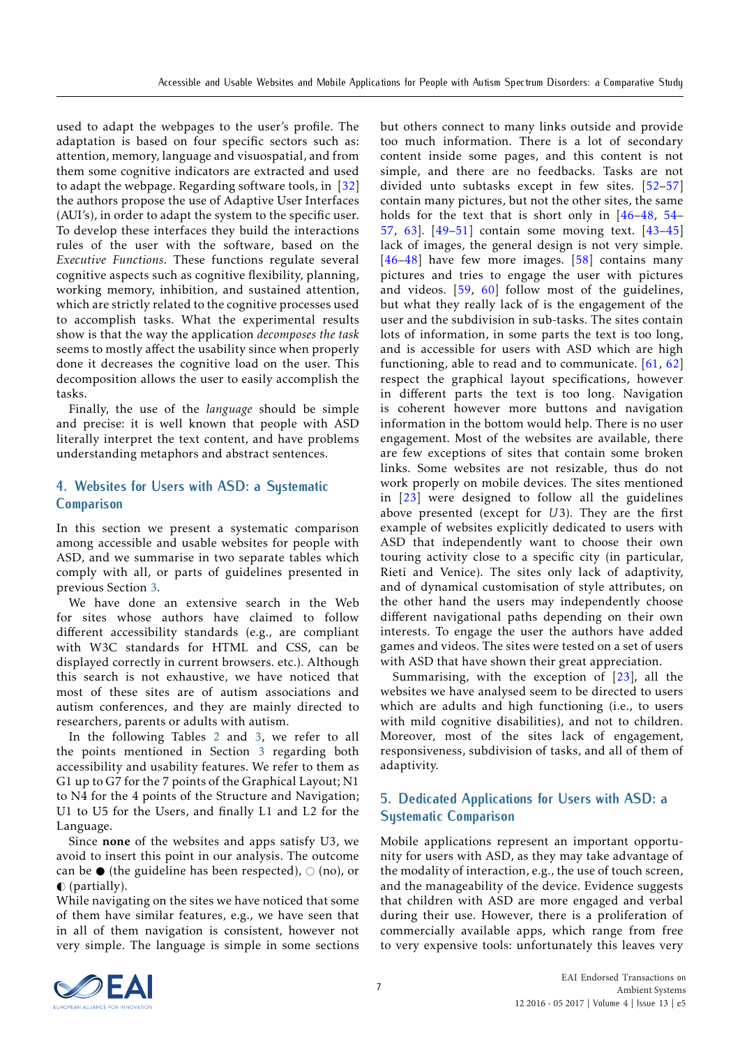used to adapt the webpages to the user's profile. The adaptation is based on four specific sectors such as: attention, memory, language and visuospatial, and from them some cognitive indicators are extracted and used to adapt the webpage. Regarding software tools, in [32] the authors propose the use of Adaptive User Interfaces (AUI's), in order to adapt the system to the specific user. To develop these interfaces they build the interactions rules of the user with the software, based on the *Executive Functions*. These functions regulate several cognitive aspects such as cognitive flexibility, planning, working memory, inhibition, and sustained attention, which are strictly related to the cognitive processes used to accomplish tasks. What the experimental results show is that the way the application *decomposes the task* seems to mostly affect the usability since when properly done it decreases the cognitive load on the user. This decomposition allows the user to easily accomplish the tasks.

Finally, the use of the *language* should be simple and precise: it is well known that people with ASD literally interpret the text content, and have problems understanding metaphors and abstract sentences.

## 4. Websites for Users with ASD: a Systematic Comparison

In this section we present a systematic comparison among accessible and usable websites for people with ASD, and we summarise in two separate tables which comply with all, or parts of guidelines presented in previous Section 3.

We have done an extensive search in the Web for sites whose authors have claimed to follow different accessibility standards (e.g., are compliant with W3C standards for HTML and CSS, can be displayed correctly in current browsers. etc.). Although this search is not exhaustive, we have noticed that most of these sites are of autism associations and autism conferences, and they are mainly directed to researchers, parents or adults with autism.

In the following Tables 2 and 3, we refer to all the points mentioned in Section 3 regarding both accessibility and usability features. We refer to them as G1 up to G7 for the 7 points of the Graphical Layout; N1 to N4 for the 4 points of the Structure and Navigation; U1 to U5 for the Users, and finally L1 and L2 for the Language.

Since **none** of the websites and apps satisfy U3, we avoid to insert this point in our analysis. The outcome can be ● (the guideline has been respected), ○ (no), or ◐ (partially).

While navigating on the sites we have noticed that some of them have similar features, e.g., we have seen that in all of them navigation is consistent, however not very simple. The language is simple in some sections but others connect to many links outside and provide too much information. There is a lot of secondary content inside some pages, and this content is not simple, and there are no feedbacks. Tasks are not divided unto subtasks except in few sites. [52–57] contain many pictures, but not the other sites, the same holds for the text that is short only in [46–48, 54–57, 63]. [49–51] contain some moving text. [43–45] lack of images, the general design is not very simple. [46–48] have few more images. [58] contains many pictures and tries to engage the user with pictures and videos. [59, 60] follow most of the guidelines, but what they really lack of is the engagement of the user and the subdivision in sub-tasks. The sites contain lots of information, in some parts the text is too long, and is accessible for users with ASD which are high functioning, able to read and to communicate. [61, 62] respect the graphical layout specifications, however in different parts the text is too long. Navigation is coherent however more buttons and navigation information in the bottom would help. There is no user engagement. Most of the websites are available, there are few exceptions of sites that contain some broken links. Some websites are not resizable, thus do not work properly on mobile devices. The sites mentioned in [23] were designed to follow all the guidelines above presented (except for $U3$). They are the first example of websites explicitly dedicated to users with ASD that independently want to choose their own touring activity close to a specific city (in particular, Rieti and Venice). The sites only lack of adaptivity, and of dynamical customisation of style attributes, on the other hand the users may independently choose different navigational paths depending on their own interests. To engage the user the authors have added games and videos. The sites were tested on a set of users with ASD that have shown their great appreciation.

Summarising, with the exception of [23], all the websites we have analysed seem to be directed to users which are adults and high functioning (i.e., to users with mild cognitive disabilities), and not to children. Moreover, most of the sites lack of engagement, responsiveness, subdivision of tasks, and all of them of adaptivity.

## 5. Dedicated Applications for Users with ASD: a Systematic Comparison

Mobile applications represent an important opportunity for users with ASD, as they may take advantage of the modality of interaction, e.g., the use of touch screen, and the manageability of the device. Evidence suggests that children with ASD are more engaged and verbal during their use. However, there is a proliferation of commercially available apps, which range from free to very expensive tools: unfortunately this leaves very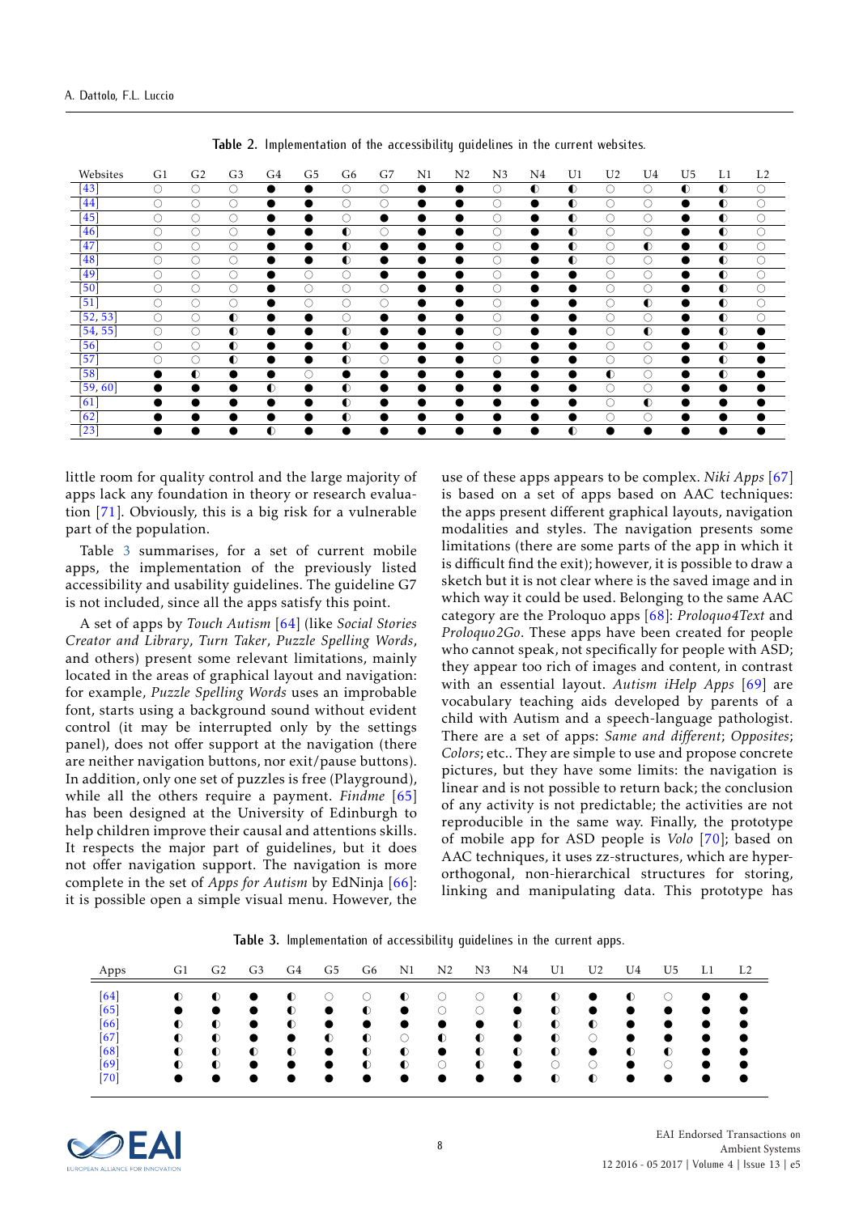Table 2. Implementation of the accessibility guidelines in the current websites.

| Websites | G1 | G2 | G3 | G4 | G5 | G6 | G7 | N1 | N2 | N3 | N4 | U1 | U2 | U4 | U5 | L1 | L2 |
|---|---|---|---|---|---|---|---|---|---|---|---|---|---|---|---|---|---|
| [43] | ○ | ○ | ○ | ● | ● | ○ | ○ | ● | ● | ○ | ◐ | ◐ | ○ | ○ | ◐ | ◐ | ○ |
| [44] | ○ | ○ | ○ | ● | ● | ○ | ○ | ● | ● | ○ | ● | ◐ | ○ | ○ | ● | ◐ | ○ |
| [45] | ○ | ○ | ○ | ● | ● | ○ | ● | ● | ● | ○ | ● | ◐ | ○ | ○ | ● | ◐ | ○ |
| [46] | ○ | ○ | ○ | ● | ● | ◐ | ○ | ● | ● | ○ | ● | ◐ | ○ | ○ | ● | ◐ | ○ |
| [47] | ○ | ○ | ○ | ● | ● | ◐ | ● | ● | ● | ○ | ● | ◐ | ○ | ◐ | ● | ◐ | ○ |
| [48] | ○ | ○ | ○ | ● | ● | ◐ | ● | ● | ● | ○ | ● | ◐ | ○ | ○ | ● | ◐ | ○ |
| [49] | ○ | ○ | ○ | ● | ○ | ○ | ● | ● | ● | ○ | ● | ● | ○ | ○ | ● | ◐ | ○ |
| [50] | ○ | ○ | ○ | ● | ○ | ○ | ○ | ● | ● | ○ | ● | ● | ○ | ○ | ● | ◐ | ○ |
| [51] | ○ | ○ | ○ | ● | ○ | ○ | ○ | ● | ● | ○ | ● | ● | ○ | ◐ | ● | ◐ | ○ |
| [52, 53] | ○ | ○ | ◐ | ● | ● | ○ | ● | ● | ● | ○ | ● | ● | ○ | ○ | ● | ◐ | ○ |
| [54, 55] | ○ | ○ | ◐ | ● | ● | ◐ | ● | ● | ● | ○ | ● | ● | ○ | ◐ | ● | ◐ | ● |
| [56] | ○ | ○ | ◐ | ● | ● | ◐ | ● | ● | ● | ○ | ● | ● | ○ | ○ | ● | ◐ | ● |
| [57] | ○ | ○ | ◐ | ● | ● | ◐ | ○ | ● | ● | ○ | ● | ● | ○ | ○ | ● | ◐ | ● |
| [58] | ● | ◐ | ● | ● | ○ | ● | ● | ● | ● | ● | ● | ● | ◐ | ○ | ● | ◐ | ● |
| [59, 60] | ● | ● | ● | ◐ | ● | ◐ | ● | ● | ● | ● | ● | ● | ○ | ○ | ● | ● | ● |
| [61] | ● | ● | ● | ● | ● | ◐ | ● | ● | ● | ● | ● | ● | ○ | ◐ | ● | ● | ● |
| [62] | ● | ● | ● | ● | ● | ◐ | ● | ● | ● | ● | ● | ● | ○ | ○ | ● | ● | ● |
| [23] | ● | ● | ● | ◐ | ● | ● | ● | ● | ● | ● | ● | ◐ | ● | ● | ● | ● | ● |

little room for quality control and the large majority of apps lack any foundation in theory or research evaluation [71]. Obviously, this is a big risk for a vulnerable part of the population.

Table 3 summarises, for a set of current mobile apps, the implementation of the previously listed accessibility and usability guidelines. The guideline G7 is not included, since all the apps satisfy this point.

A set of apps by *Touch Autism* [64] (like *Social Stories Creator and Library*, *Turn Taker*, *Puzzle Spelling Words*, and others) present some relevant limitations, mainly located in the areas of graphical layout and navigation: for example, *Puzzle Spelling Words* uses an improbable font, starts using a background sound without evident control (it may be interrupted only by the settings panel), does not offer support at the navigation (there are neither navigation buttons, nor exit/pause buttons). In addition, only one set of puzzles is free (Playground), while all the others require a payment. *Findme* [65] has been designed at the University of Edinburgh to help children improve their causal and attentions skills. It respects the major part of guidelines, but it does not offer navigation support. The navigation is more complete in the set of *Apps for Autism* by EdNinja [66]: it is possible open a simple visual menu. However, the use of these apps appears to be complex. *Niki Apps* [67] is based on a set of apps based on AAC techniques: the apps present different graphical layouts, navigation modalities and styles. The navigation presents some limitations (there are some parts of the app in which it is difficult find the exit); however, it is possible to draw a sketch but it is not clear where is the saved image and in which way it could be used. Belonging to the same AAC category are the Proloquo apps [68]: *Proloquo4Text* and *Proloquo2Go*. These apps have been created for people who cannot speak, not specifically for people with ASD; they appear too rich of images and content, in contrast with an essential layout. *Autism iHelp Apps* [69] are vocabulary teaching aids developed by parents of a child with Autism and a speech-language pathologist. There are a set of apps: *Same and different*; *Opposites*; *Colors*; etc.. They are simple to use and propose concrete pictures, but they have some limits: the navigation is linear and is not possible to return back; the conclusion of any activity is not predictable; the activities are not reproducible in the same way. Finally, the prototype of mobile app for ASD people is *Volo* [70]; based on AAC techniques, it uses zz-structures, which are hyper-orthogonal, non-hierarchical structures for storing, linking and manipulating data. This prototype has

Table 3. Implementation of accessibility guidelines in the current apps.

| Apps | G1 | G2 | G3 | G4 | G5 | G6 | N1 | N2 | N3 | N4 | U1 | U2 | U4 | U5 | L1 | L2 |
|---|---|---|---|---|---|---|---|---|---|---|---|---|---|---|---|---|
| [64] | ◐ | ◐ | ● | ◐ | ○ | ○ | ◐ | ○ | ○ | ◐ | ◐ | ● | ◐ | ○ | ● | ● |
| [65] | ● | ● | ● | ◐ | ● | ◐ | ● | ○ | ○ | ● | ◐ | ● | ● | ● | ● | ● |
| [66] | ◐ | ◐ | ● | ◐ | ● | ● | ● | ● | ● | ◐ | ◐ | ◐ | ● | ● | ● | ● |
| [67] | ◐ | ◐ | ● | ● | ◐ | ◐ | ○ | ◐ | ◐ | ● | ◐ | ○ | ● | ● | ● | ● |
| [68] | ◐ | ◐ | ◐ | ◐ | ● | ◐ | ◐ | ● | ◐ | ◐ | ◐ | ● | ◐ | ◐ | ● | ● |
| [69] | ◐ | ◐ | ● | ● | ● | ◐ | ◐ | ○ | ◐ | ● | ○ | ○ | ● | ○ | ● | ● |
| [70] | ● | ● | ● | ● | ● | ● | ● | ● | ● | ● | ◐ | ◐ | ● | ● | ● | ● |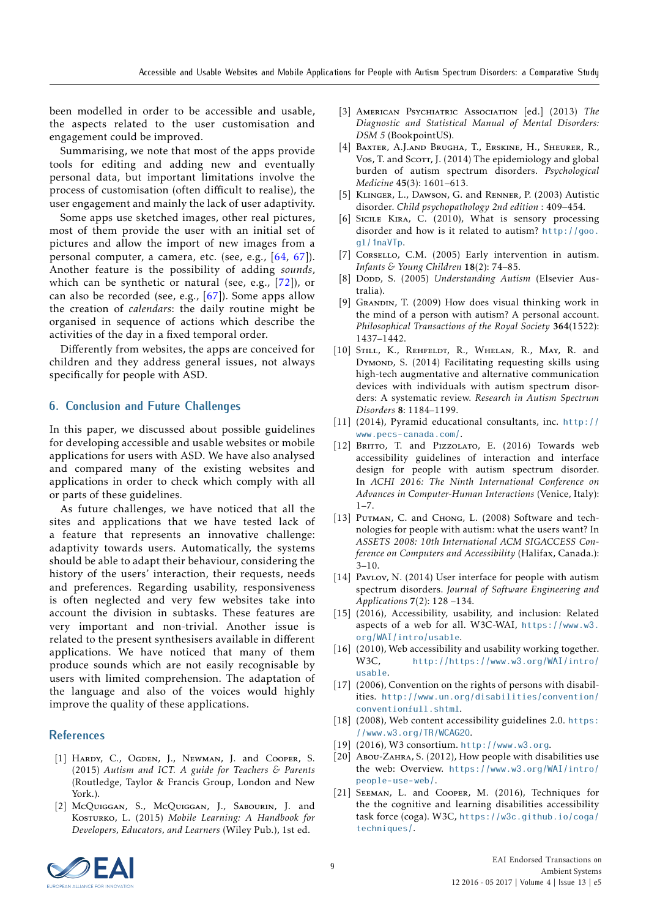been modelled in order to be accessible and usable, the aspects related to the user customisation and engagement could be improved.

Summarising, we note that most of the apps provide tools for editing and adding new and eventually personal data, but important limitations involve the process of customisation (often difficult to realise), the user engagement and mainly the lack of user adaptivity.

Some apps use sketched images, other real pictures, most of them provide the user with an initial set of pictures and allow the import of new images from a personal computer, a camera, etc. (see, e.g., [64, 67]). Another feature is the possibility of adding *sounds*, which can be synthetic or natural (see, e.g., [72]), or can also be recorded (see, e.g., [67]). Some apps allow the creation of *calendars*: the daily routine might be organised in sequence of actions which describe the activities of the day in a fixed temporal order.

Differently from websites, the apps are conceived for children and they address general issues, not always specifically for people with ASD.

## 6. Conclusion and Future Challenges

In this paper, we discussed about possible guidelines for developing accessible and usable websites or mobile applications for users with ASD. We have also analysed and compared many of the existing websites and applications in order to check which comply with all or parts of these guidelines.

As future challenges, we have noticed that all the sites and applications that we have tested lack of a feature that represents an innovative challenge: adaptivity towards users. Automatically, the systems should be able to adapt their behaviour, considering the history of the users' interaction, their requests, needs and preferences. Regarding usability, responsiveness is often neglected and very few websites take into account the division in subtasks. These features are very important and non-trivial. Another issue is related to the present synthesisers available in different applications. We have noticed that many of them produce sounds which are not easily recognisable by users with limited comprehension. The adaptation of the language and also of the voices would highly improve the quality of these applications.

## References

[1] Hardy, C., Ogden, J., Newman, J. and Cooper, S. (2015) *Autism and ICT. A guide for Teachers & Parents* (Routledge, Taylor & Francis Group, London and New York.).

[2] McQuiggan, S., McQuiggan, J., Sabourin, J. and Kosturko, L. (2015) *Mobile Learning: A Handbook for Developers, Educators, and Learners* (Wiley Pub.), 1st ed.

[3] American Psychiatric Association [ed.] (2013) *The Diagnostic and Statistical Manual of Mental Disorders: DSM 5* (BookpointUS).

[4] Baxter, A.J.and Brugha, T., Erskine, H., Sheurer, R., Vos, T. and Scott, J. (2014) The epidemiology and global burden of autism spectrum disorders. *Psychological Medicine* **45**(3): 1601–613.

[5] Klinger, L., Dawson, G. and Renner, P. (2003) Autistic disorder. *Child psychopathology 2nd edition* : 409–454.

[6] Sicile Kira, C. (2010), What is sensory processing disorder and how is it related to autism? http://goo.gl/1naVTp.

[7] Corsello, C.M. (2005) Early intervention in autism. *Infants & Young Children* **18**(2): 74–85.

[8] Dodd, S. (2005) *Understanding Autism* (Elsevier Australia).

[9] Grandin, T. (2009) How does visual thinking work in the mind of a person with autism? A personal account. *Philosophical Transactions of the Royal Society* **364**(1522): 1437–1442.

[10] Still, K., Rehfeldt, R., Whelan, R., May, R. and Dymond, S. (2014) Facilitating requesting skills using high-tech augmentative and alternative communication devices with individuals with autism spectrum disorders: A systematic review. *Research in Autism Spectrum Disorders* **8**: 1184–1199.

[11] (2014), Pyramid educational consultants, inc. http://www.pecs-canada.com/.

[12] Britto, T. and Pizzolato, E. (2016) Towards web accessibility guidelines of interaction and interface design for people with autism spectrum disorder. In *ACHI 2016: The Ninth International Conference on Advances in Computer-Human Interactions* (Venice, Italy): 1–7.

[13] Putman, C. and Chong, L. (2008) Software and technologies for people with autism: what the users want? In *ASSETS 2008: 10th International ACM SIGACCESS Conference on Computers and Accessibility* (Halifax, Canada.): 3–10.

[14] Pavlov, N. (2014) User interface for people with autism spectrum disorders. *Journal of Software Engineering and Applications* **7**(2): 128 –134.

[15] (2016), Accessibility, usability, and inclusion: Related aspects of a web for all. W3C-WAI, https://www.w3.org/WAI/intro/usable.

[16] (2010), Web accessibility and usability working together. W3C, http://https://www.w3.org/WAI/intro/usable.

[17] (2006), Convention on the rights of persons with disabilities. http://www.un.org/disabilities/convention/conventionfull.shtml.

[18] (2008), Web content accessibility guidelines 2.0. https://www.w3.org/TR/WCAG20.

[19] (2016), W3 consortium. http://www.w3.org.

[20] Abou-Zahra, S. (2012), How people with disabilities use the web: Overview. https://www.w3.org/WAI/intro/people-use-web/.

[21] Seeman, L. and Cooper, M. (2016), Techniques for the the cognitive and learning disabilities accessibility task force (coga). W3C, https://w3c.github.io/coga/techniques/.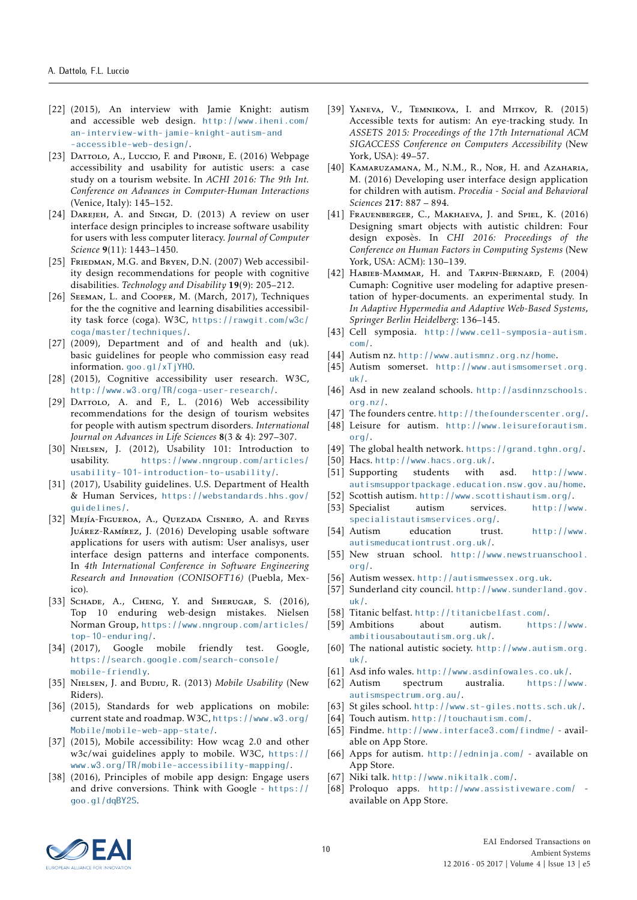[22] (2015), An interview with Jamie Knight: autism and accessible web design. http://www.iheni.com/an-interview-with-jamie-knight-autism-and-accessible-web-design/.

[23] Dattolo, A., Luccio, F. and Pirone, E. (2016) Webpage accessibility and usability for autistic users: a case study on a tourism website. In *ACHI 2016: The 9th Int. Conference on Advances in Computer-Human Interactions* (Venice, Italy): 145–152.

[24] Darejeh, A. and Singh, D. (2013) A review on user interface design principles to increase software usability for users with less computer literacy. *Journal of Computer Science* **9**(11): 1443–1450.

[25] Friedman, M.G. and Bryen, D.N. (2007) Web accessibility design recommendations for people with cognitive disabilities. *Technology and Disability* **19**(9): 205–212.

[26] Seeman, L. and Cooper, M. (March, 2017), Techniques for the the cognitive and learning disabilities accessibility task force (coga). W3C, https://rawgit.com/w3c/coga/master/techniques/.

[27] (2009), Department and of and health and (uk). basic guidelines for people who commission easy read information. goo.gl/xTjYH0.

[28] (2015), Cognitive accessibility user research. W3C, http://www.w3.org/TR/coga-user-research/.

[29] Dattolo, A. and F., L. (2016) Web accessibility recommendations for the design of tourism websites for people with autism spectrum disorders. *International Journal on Advances in Life Sciences* **8**(3 & 4): 297–307.

[30] Nielsen, J. (2012), Usability 101: Introduction to usability. https://www.nngroup.com/articles/usability-101-introduction-to-usability/.

[31] (2017), Usability guidelines. U.S. Department of Health & Human Services, https://webstandards.hhs.gov/guidelines/.

[32] Mejía-Figueroa, A., Quezada Cisnero, A. and Reyes Juárez-Ramírez, J. (2016) Developing usable software applications for users with autism: User analisys, user interface design patterns and interface components. In *4th International Conference in Software Engineering Research and Innovation (CONISOFT16)* (Puebla, Mexico).

[33] Schade, A., Cheng, Y. and Sherugar, S. (2016), Top 10 enduring web-design mistakes. Nielsen Norman Group, https://www.nngroup.com/articles/top-10-enduring/.

[34] (2017), Google mobile friendly test. Google, https://search.google.com/search-console/mobile-friendly.

[35] Nielsen, J. and Budiu, R. (2013) *Mobile Usability* (New Riders).

[36] (2015), Standards for web applications on mobile: current state and roadmap. W3C, https://www.w3.org/Mobile/mobile-web-app-state/.

[37] (2015), Mobile accessibility: How wcag 2.0 and other w3c/wai guidelines apply to mobile. W3C, https://www.w3.org/TR/mobile-accessibility-mapping/.

[38] (2016), Principles of mobile app design: Engage users and drive conversions. Think with Google - https://goo.gl/dqBY2S.

[39] Yaneva, V., Temnikova, I. and Mitkov, R. (2015) Accessible texts for autism: An eye-tracking study. In *ASSETS 2015: Proceedings of the 17th International ACM SIGACCESS Conference on Computers Accessibility* (New York, USA): 49–57.

[40] Kamaruzamana, M., N.M., R., Nor, H. and Azaharia, M. (2016) Developing user interface design application for children with autism. *Procedia - Social and Behavioral Sciences* **217**: 887 – 894.

[41] Frauenberger, C., Makhaeva, J. and Spiel, K. (2016) Designing smart objects with autistic children: Four design exposès. In *CHI 2016: Proceedings of the Conference on Human Factors in Computing Systems* (New York, USA: ACM): 130–139.

[42] Habieb-Mammar, H. and Tarpin-Bernard, F. (2004) Cumaph: Cognitive user modeling for adaptive presentation of hyper-documents. an experimental study. In *In Adaptive Hypermedia and Adaptive Web-Based Systems, Springer Berlin Heidelberg*: 136–145.

[43] Cell symposia. http://www.cell-symposia-autism.com/.

[44] Autism nz. http://www.autismnz.org.nz/home.

[45] Autism somerset. http://www.autismsomerset.org.uk/.

[46] Asd in new zealand schools. http://asdinnzschools.org.nz/.

[47] The founders centre. http://thefounderscenter.org/.

[48] Leisure for autism. http://www.leisureforautism.org/.

[49] The global health network. https://grand.tghn.org/.

[50] Hacs. http://www.hacs.org.uk/.

[51] Supporting students with asd. http://www.autismsupportpackage.education.nsw.gov.au/home.

[52] Scottish autism. http://www.scottishautism.org/.

[53] Specialist autism services. http://www.specialistautismservices.org/.

[54] Autism education trust. http://www.autismeducationtrust.org.uk/.

[55] New struan school. http://www.newstruanschool.org/.

[56] Autism wessex. http://autismwessex.org.uk.

[57] Sunderland city council. http://www.sunderland.gov.uk/.

[58] Titanic belfast. http://titanicbelfast.com/.

[59] Ambitions about autism. https://www.ambitiousaboutautism.org.uk/.

[60] The national autistic society. http://www.autism.org.uk/.

[61] Asd info wales. http://www.asdinfowales.co.uk/.

[62] Autism spectrum australia. https://www.autismspectrum.org.au/.

[63] St giles school. http://www.st-giles.notts.sch.uk/.

[64] Touch autism. http://touchautism.com/.

[65] Findme. http://www.interface3.com/findme/ - available on App Store.

[66] Apps for autism. http://edninja.com/ - available on App Store.

[67] Niki talk. http://www.nikitalk.com/.

[68] Proloquo apps. http://www.assistiveware.com/ - available on App Store.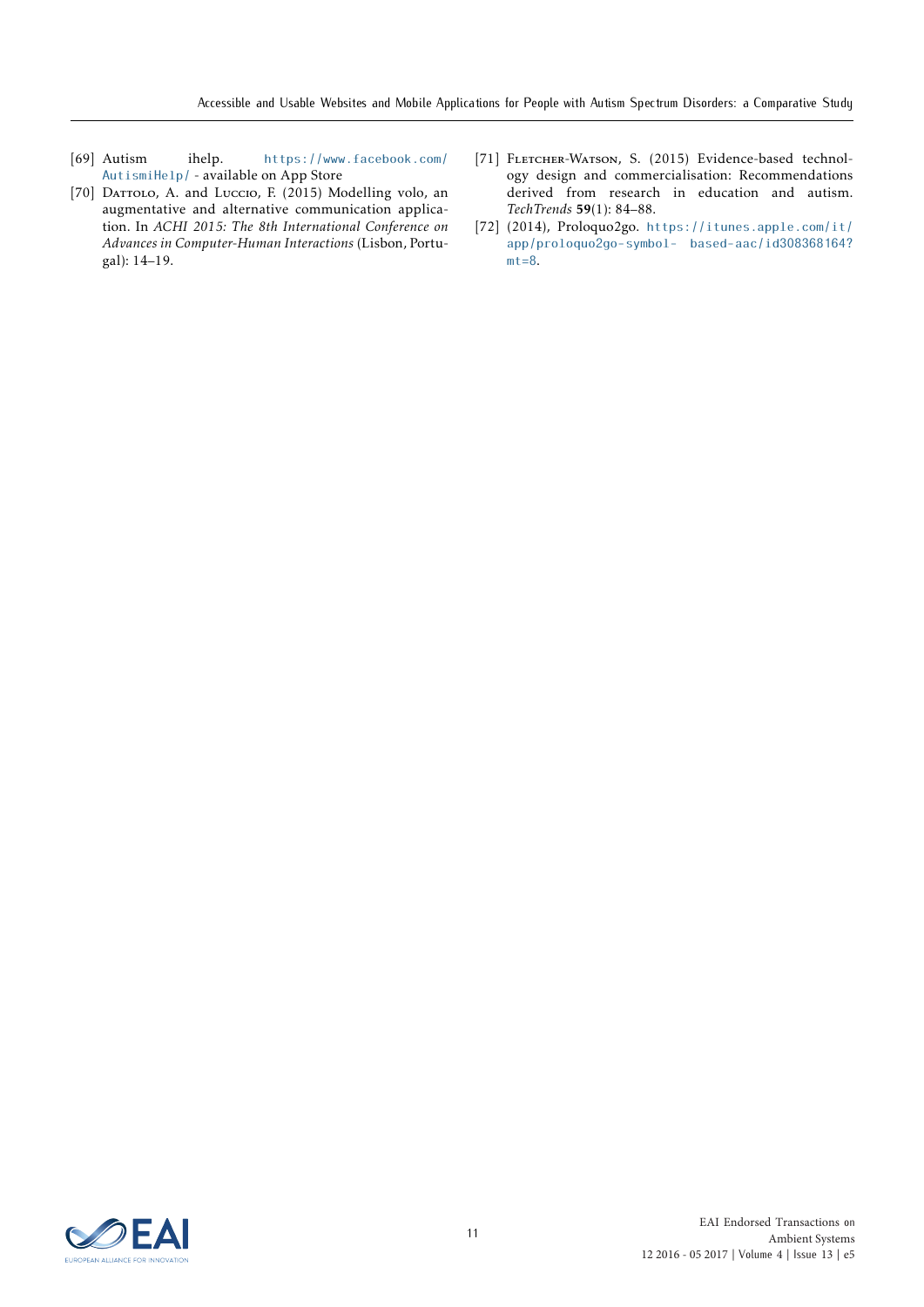[69] Autism ihelp. https://www.facebook.com/AutismiHelp/ - available on App Store

[70] Dattolo, A. and Luccio, F. (2015) Modelling volo, an augmentative and alternative communication application. In *ACHI 2015: The 8th International Conference on Advances in Computer-Human Interactions* (Lisbon, Portugal): 14–19.

[71] Fletcher-Watson, S. (2015) Evidence-based technology design and commercialisation: Recommendations derived from research in education and autism. *TechTrends* **59**(1): 84–88.

[72] (2014), Proloquo2go. https://itunes.apple.com/it/app/proloquo2go-symbol- based-aac/id308368164?mt=8.